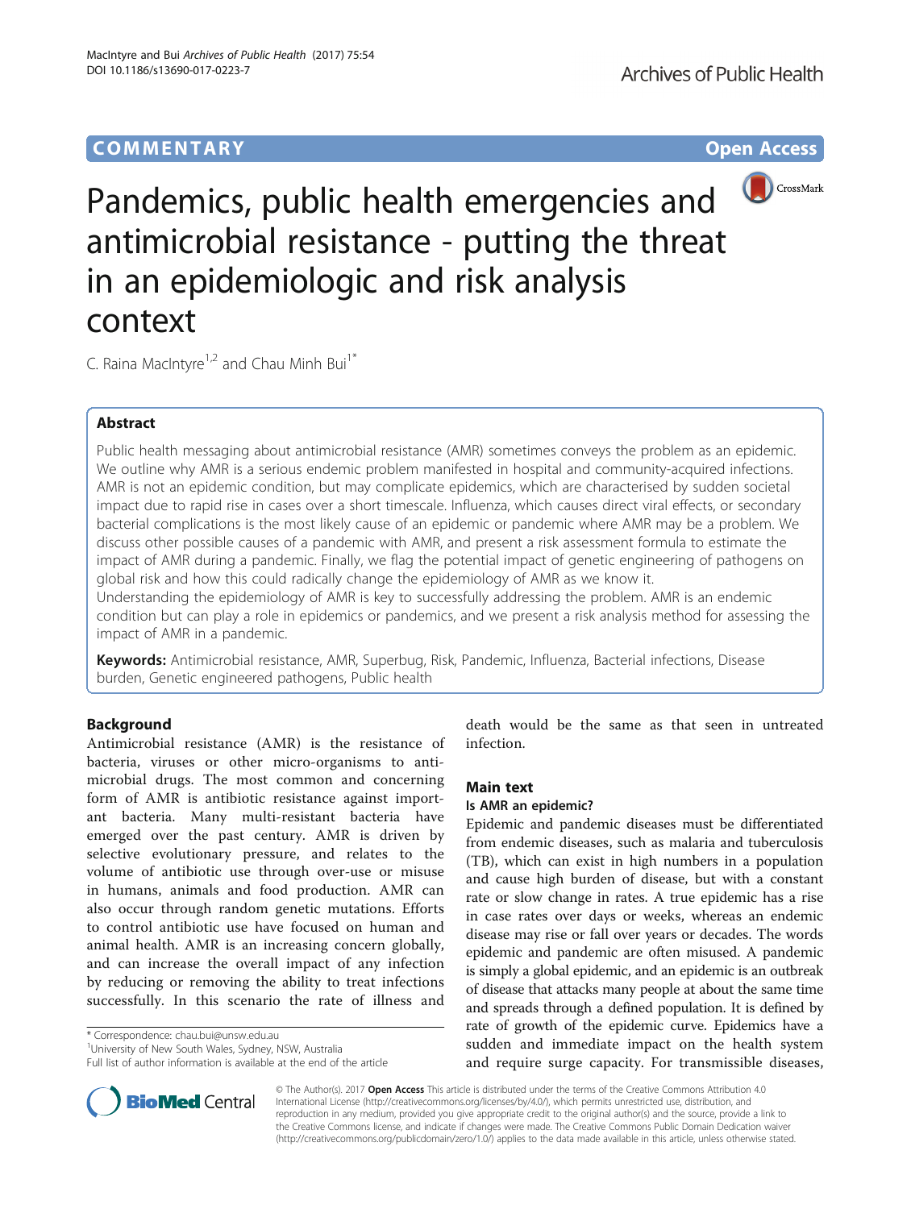**COMMENTARY** **Open Access**

# Pandemics, public health emergencies and antimicrobial resistance - putting the threat in an epidemiologic and risk analysis context

C. Raina MacIntyre[1,2] and Chau Minh Bui[1*]

## Abstract

Public health messaging about antimicrobial resistance (AMR) sometimes conveys the problem as an epidemic. We outline why AMR is a serious endemic problem manifested in hospital and community-acquired infections. AMR is not an epidemic condition, but may complicate epidemics, which are characterised by sudden societal impact due to rapid rise in cases over a short timescale. Influenza, which causes direct viral effects, or secondary bacterial complications is the most likely cause of an epidemic or pandemic where AMR may be a problem. We discuss other possible causes of a pandemic with AMR, and present a risk assessment formula to estimate the impact of AMR during a pandemic. Finally, we flag the potential impact of genetic engineering of pathogens on global risk and how this could radically change the epidemiology of AMR as we know it.

Understanding the epidemiology of AMR is key to successfully addressing the problem. AMR is an endemic condition but can play a role in epidemics or pandemics, and we present a risk analysis method for assessing the impact of AMR in a pandemic.

**Keywords:** Antimicrobial resistance, AMR, Superbug, Risk, Pandemic, Influenza, Bacterial infections, Disease burden, Genetic engineered pathogens, Public health

## Background

Antimicrobial resistance (AMR) is the resistance of bacteria, viruses or other micro-organisms to antimicrobial drugs. The most common and concerning form of AMR is antibiotic resistance against important bacteria. Many multi-resistant bacteria have emerged over the past century. AMR is driven by selective evolutionary pressure, and relates to the volume of antibiotic use through over-use or misuse in humans, animals and food production. AMR can also occur through random genetic mutations. Efforts to control antibiotic use have focused on human and animal health. AMR is an increasing concern globally, and can increase the overall impact of any infection by reducing or removing the ability to treat infections successfully. In this scenario the rate of illness and death would be the same as that seen in untreated infection.

## Main text

### Is AMR an epidemic?

Epidemic and pandemic diseases must be differentiated from endemic diseases, such as malaria and tuberculosis (TB), which can exist in high numbers in a population and cause high burden of disease, but with a constant rate or slow change in rates. A true epidemic has a rise in case rates over days or weeks, whereas an endemic disease may rise or fall over years or decades. The words epidemic and pandemic are often misused. A pandemic is simply a global epidemic, and an epidemic is an outbreak of disease that attacks many people at about the same time and spreads through a defined population. It is defined by rate of growth of the epidemic curve. Epidemics have a sudden and immediate impact on the health system and require surge capacity. For transmissible diseases,

\* Correspondence: chau.bui@unsw.edu.au
[1]University of New South Wales, Sydney, NSW, Australia
Full list of author information is available at the end of the article

© The Author(s). 2017 **Open Access** This article is distributed under the terms of the Creative Commons Attribution 4.0 International License (http://creativecommons.org/licenses/by/4.0/), which permits unrestricted use, distribution, and reproduction in any medium, provided you give appropriate credit to the original author(s) and the source, provide a link to the Creative Commons license, and indicate if changes were made. The Creative Commons Public Domain Dedication waiver (http://creativecommons.org/publicdomain/zero/1.0/) applies to the data made available in this article, unless otherwise stated.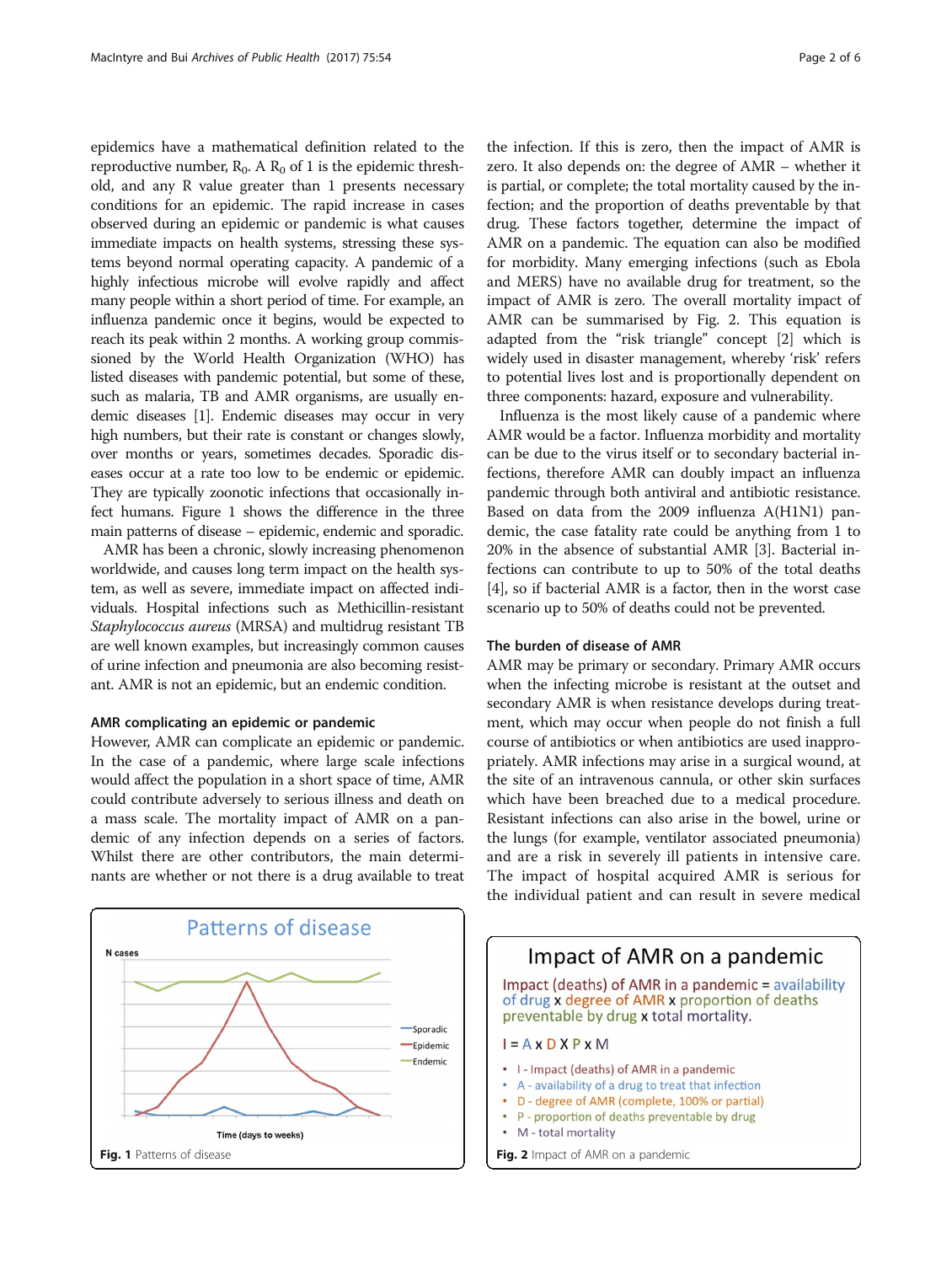epidemics have a mathematical definition related to the reproductive number, $R_0$. A $R_0$ of 1 is the epidemic threshold, and any R value greater than 1 presents necessary conditions for an epidemic. The rapid increase in cases observed during an epidemic or pandemic is what causes immediate impacts on health systems, stressing these systems beyond normal operating capacity. A pandemic of a highly infectious microbe will evolve rapidly and affect many people within a short period of time. For example, an influenza pandemic once it begins, would be expected to reach its peak within 2 months. A working group commissioned by the World Health Organization (WHO) has listed diseases with pandemic potential, but some of these, such as malaria, TB and AMR organisms, are usually endemic diseases [1]. Endemic diseases may occur in very high numbers, but their rate is constant or changes slowly, over months or years, sometimes decades. Sporadic diseases occur at a rate too low to be endemic or epidemic. They are typically zoonotic infections that occasionally infect humans. Figure 1 shows the difference in the three main patterns of disease – epidemic, endemic and sporadic.

AMR has been a chronic, slowly increasing phenomenon worldwide, and causes long term impact on the health system, as well as severe, immediate impact on affected individuals. Hospital infections such as Methicillin-resistant *Staphylococcus aureus* (MRSA) and multidrug resistant TB are well known examples, but increasingly common causes of urine infection and pneumonia are also becoming resistant. AMR is not an epidemic, but an endemic condition.

### AMR complicating an epidemic or pandemic

However, AMR can complicate an epidemic or pandemic. In the case of a pandemic, where large scale infections would affect the population in a short space of time, AMR could contribute adversely to serious illness and death on a mass scale. The mortality impact of AMR on a pandemic of any infection depends on a series of factors. Whilst there are other contributors, the main determinants are whether or not there is a drug available to treat the infection. If this is zero, then the impact of AMR is zero. It also depends on: the degree of AMR – whether it is partial, or complete; the total mortality caused by the infection; and the proportion of deaths preventable by that drug. These factors together, determine the impact of AMR on a pandemic. The equation can also be modified for morbidity. Many emerging infections (such as Ebola and MERS) have no available drug for treatment, so the impact of AMR is zero. The overall mortality impact of AMR can be summarised by Fig. 2. This equation is adapted from the "risk triangle" concept [2] which is widely used in disaster management, whereby 'risk' refers to potential lives lost and is proportionally dependent on three components: hazard, exposure and vulnerability.

Influenza is the most likely cause of a pandemic where AMR would be a factor. Influenza morbidity and mortality can be due to the virus itself or to secondary bacterial infections, therefore AMR can doubly impact an influenza pandemic through both antiviral and antibiotic resistance. Based on data from the 2009 influenza A(H1N1) pandemic, the case fatality rate could be anything from 1 to 20% in the absence of substantial AMR [3]. Bacterial infections can contribute to up to 50% of the total deaths [4], so if bacterial AMR is a factor, then in the worst case scenario up to 50% of deaths could not be prevented.

### The burden of disease of AMR

AMR may be primary or secondary. Primary AMR occurs when the infecting microbe is resistant at the outset and secondary AMR is when resistance develops during treatment, which may occur when people do not finish a full course of antibiotics or when antibiotics are used inappropriately. AMR infections may arise in a surgical wound, at the site of an intravenous cannula, or other skin surfaces which have been breached due to a medical procedure. Resistant infections can also arise in the bowel, urine or the lungs (for example, ventilator associated pneumonia) and are a risk in severely ill patients in intensive care. The impact of hospital acquired AMR is serious for the individual patient and can result in severe medical

**Fig. 1** Patterns of disease

**Impact of AMR on a pandemic**

Impact (deaths) of AMR in a pandemic = availability of drug x degree of AMR x proportion of deaths preventable by drug x total mortality.

$$I = A \times D \times P \times M$$

- I - Impact (deaths) of AMR in a pandemic
- A - availability of a drug to treat that infection
- D - degree of AMR (complete, 100% or partial)
- P - proportion of deaths preventable by drug
- M - total mortality

**Fig. 2** Impact of AMR on a pandemic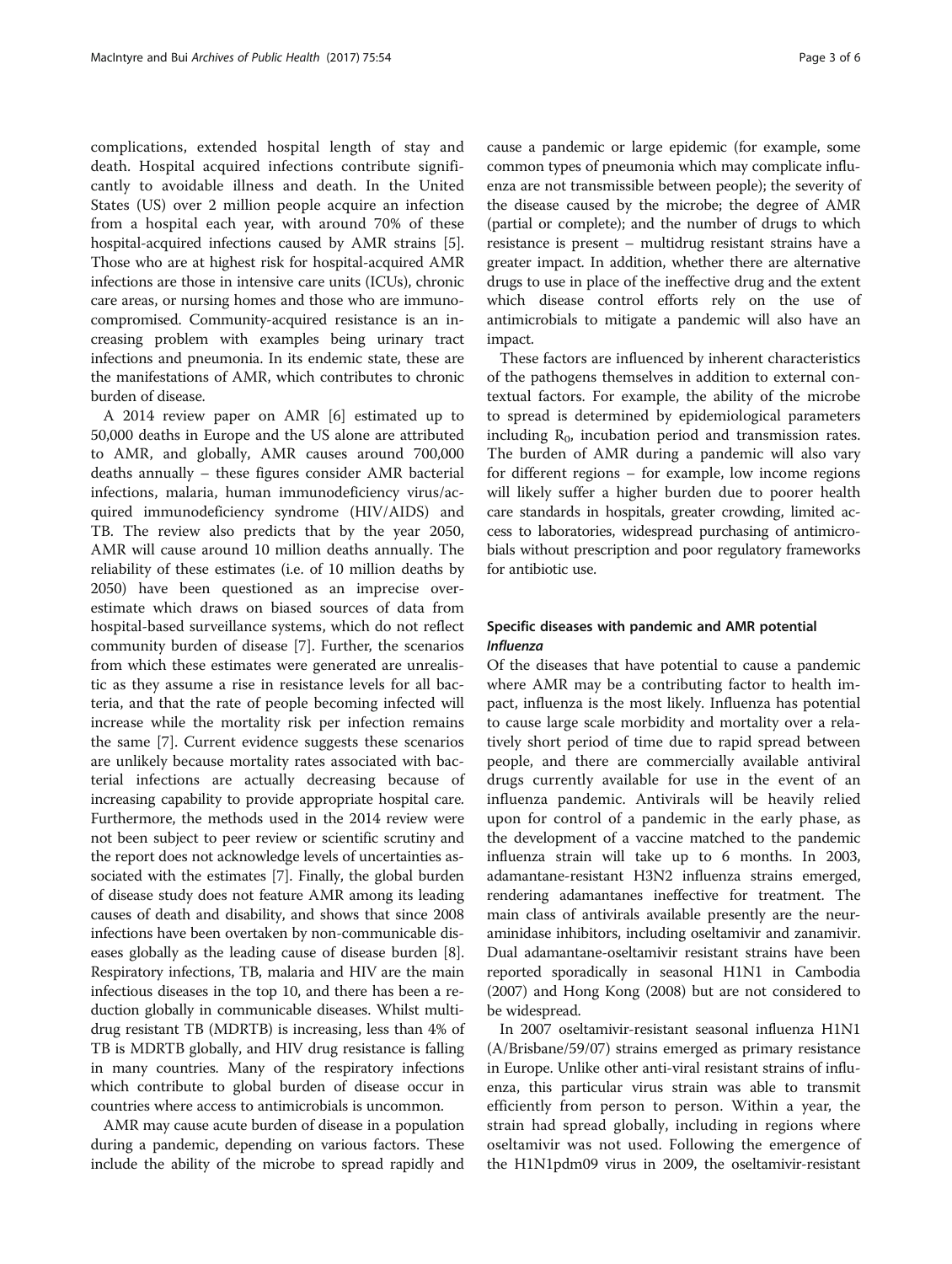complications, extended hospital length of stay and death. Hospital acquired infections contribute significantly to avoidable illness and death. In the United States (US) over 2 million people acquire an infection from a hospital each year, with around 70% of these hospital-acquired infections caused by AMR strains [5]. Those who are at highest risk for hospital-acquired AMR infections are those in intensive care units (ICUs), chronic care areas, or nursing homes and those who are immunocompromised. Community-acquired resistance is an increasing problem with examples being urinary tract infections and pneumonia. In its endemic state, these are the manifestations of AMR, which contributes to chronic burden of disease.

A 2014 review paper on AMR [6] estimated up to 50,000 deaths in Europe and the US alone are attributed to AMR, and globally, AMR causes around 700,000 deaths annually – these figures consider AMR bacterial infections, malaria, human immunodeficiency virus/acquired immunodeficiency syndrome (HIV/AIDS) and TB. The review also predicts that by the year 2050, AMR will cause around 10 million deaths annually. The reliability of these estimates (i.e. of 10 million deaths by 2050) have been questioned as an imprecise overestimate which draws on biased sources of data from hospital-based surveillance systems, which do not reflect community burden of disease [7]. Further, the scenarios from which these estimates were generated are unrealistic as they assume a rise in resistance levels for all bacteria, and that the rate of people becoming infected will increase while the mortality risk per infection remains the same [7]. Current evidence suggests these scenarios are unlikely because mortality rates associated with bacterial infections are actually decreasing because of increasing capability to provide appropriate hospital care. Furthermore, the methods used in the 2014 review were not been subject to peer review or scientific scrutiny and the report does not acknowledge levels of uncertainties associated with the estimates [7]. Finally, the global burden of disease study does not feature AMR among its leading causes of death and disability, and shows that since 2008 infections have been overtaken by non-communicable diseases globally as the leading cause of disease burden [8]. Respiratory infections, TB, malaria and HIV are the main infectious diseases in the top 10, and there has been a reduction globally in communicable diseases. Whilst multidrug resistant TB (MDRTB) is increasing, less than 4% of TB is MDRTB globally, and HIV drug resistance is falling in many countries. Many of the respiratory infections which contribute to global burden of disease occur in countries where access to antimicrobials is uncommon.

AMR may cause acute burden of disease in a population during a pandemic, depending on various factors. These include the ability of the microbe to spread rapidly and cause a pandemic or large epidemic (for example, some common types of pneumonia which may complicate influenza are not transmissible between people); the severity of the disease caused by the microbe; the degree of AMR (partial or complete); and the number of drugs to which resistance is present – multidrug resistant strains have a greater impact. In addition, whether there are alternative drugs to use in place of the ineffective drug and the extent which disease control efforts rely on the use of antimicrobials to mitigate a pandemic will also have an impact.

These factors are influenced by inherent characteristics of the pathogens themselves in addition to external contextual factors. For example, the ability of the microbe to spread is determined by epidemiological parameters including $R_0$, incubation period and transmission rates. The burden of AMR during a pandemic will also vary for different regions – for example, low income regions will likely suffer a higher burden due to poorer health care standards in hospitals, greater crowding, limited access to laboratories, widespread purchasing of antimicrobials without prescription and poor regulatory frameworks for antibiotic use.

## Specific diseases with pandemic and AMR potential

### *Influenza*

Of the diseases that have potential to cause a pandemic where AMR may be a contributing factor to health impact, influenza is the most likely. Influenza has potential to cause large scale morbidity and mortality over a relatively short period of time due to rapid spread between people, and there are commercially available antiviral drugs currently available for use in the event of an influenza pandemic. Antivirals will be heavily relied upon for control of a pandemic in the early phase, as the development of a vaccine matched to the pandemic influenza strain will take up to 6 months. In 2003, adamantane-resistant H3N2 influenza strains emerged, rendering adamantanes ineffective for treatment. The main class of antivirals available presently are the neuraminidase inhibitors, including oseltamivir and zanamivir. Dual adamantane-oseltamivir resistant strains have been reported sporadically in seasonal H1N1 in Cambodia (2007) and Hong Kong (2008) but are not considered to be widespread.

In 2007 oseltamivir-resistant seasonal influenza H1N1 (A/Brisbane/59/07) strains emerged as primary resistance in Europe. Unlike other anti-viral resistant strains of influenza, this particular virus strain was able to transmit efficiently from person to person. Within a year, the strain had spread globally, including in regions where oseltamivir was not used. Following the emergence of the H1N1pdm09 virus in 2009, the oseltamivir-resistant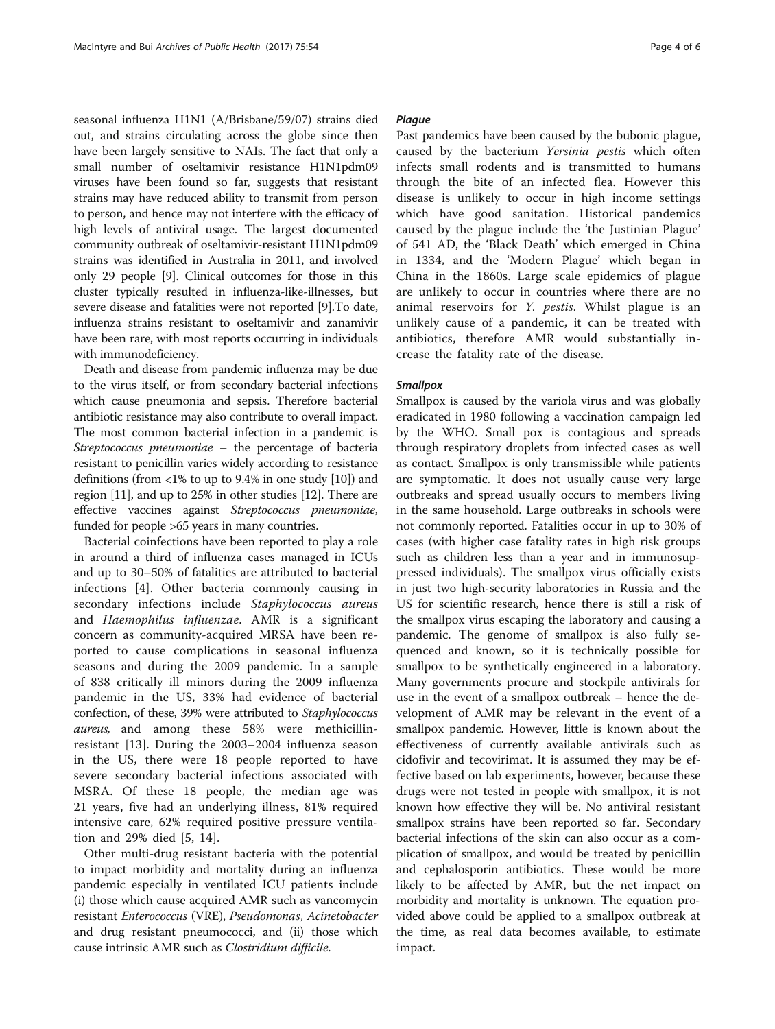seasonal influenza H1N1 (A/Brisbane/59/07) strains died out, and strains circulating across the globe since then have been largely sensitive to NAIs. The fact that only a small number of oseltamivir resistance H1N1pdm09 viruses have been found so far, suggests that resistant strains may have reduced ability to transmit from person to person, and hence may not interfere with the efficacy of high levels of antiviral usage. The largest documented community outbreak of oseltamivir-resistant H1N1pdm09 strains was identified in Australia in 2011, and involved only 29 people [9]. Clinical outcomes for those in this cluster typically resulted in influenza-like-illnesses, but severe disease and fatalities were not reported [9].To date, influenza strains resistant to oseltamivir and zanamivir have been rare, with most reports occurring in individuals with immunodeficiency.

Death and disease from pandemic influenza may be due to the virus itself, or from secondary bacterial infections which cause pneumonia and sepsis. Therefore bacterial antibiotic resistance may also contribute to overall impact. The most common bacterial infection in a pandemic is *Streptococcus pneumoniae* – the percentage of bacteria resistant to penicillin varies widely according to resistance definitions (from <1% to up to 9.4% in one study [10]) and region [11], and up to 25% in other studies [12]. There are effective vaccines against *Streptococcus pneumoniae*, funded for people >65 years in many countries.

Bacterial coinfections have been reported to play a role in around a third of influenza cases managed in ICUs and up to 30–50% of fatalities are attributed to bacterial infections [4]. Other bacteria commonly causing in secondary infections include *Staphylococcus aureus* and *Haemophilus influenzae*. AMR is a significant concern as community-acquired MRSA have been reported to cause complications in seasonal influenza seasons and during the 2009 pandemic. In a sample of 838 critically ill minors during the 2009 influenza pandemic in the US, 33% had evidence of bacterial confection, of these, 39% were attributed to *Staphylococcus aureus*, and among these 58% were methicillin-resistant [13]. During the 2003–2004 influenza season in the US, there were 18 people reported to have severe secondary bacterial infections associated with MSRA. Of these 18 people, the median age was 21 years, five had an underlying illness, 81% required intensive care, 62% required positive pressure ventilation and 29% died [5, 14].

Other multi-drug resistant bacteria with the potential to impact morbidity and mortality during an influenza pandemic especially in ventilated ICU patients include (i) those which cause acquired AMR such as vancomycin resistant *Enterococcus* (VRE), *Pseudomonas*, *Acinetobacter* and drug resistant pneumococci, and (ii) those which cause intrinsic AMR such as *Clostridium difficile*.

#### *Plague*

Past pandemics have been caused by the bubonic plague, caused by the bacterium *Yersinia pestis* which often infects small rodents and is transmitted to humans through the bite of an infected flea. However this disease is unlikely to occur in high income settings which have good sanitation. Historical pandemics caused by the plague include the 'the Justinian Plague' of 541 AD, the 'Black Death' which emerged in China in 1334, and the 'Modern Plague' which began in China in the 1860s. Large scale epidemics of plague are unlikely to occur in countries where there are no animal reservoirs for *Y. pestis*. Whilst plague is an unlikely cause of a pandemic, it can be treated with antibiotics, therefore AMR would substantially increase the fatality rate of the disease.

#### *Smallpox*

Smallpox is caused by the variola virus and was globally eradicated in 1980 following a vaccination campaign led by the WHO. Small pox is contagious and spreads through respiratory droplets from infected cases as well as contact. Smallpox is only transmissible while patients are symptomatic. It does not usually cause very large outbreaks and spread usually occurs to members living in the same household. Large outbreaks in schools were not commonly reported. Fatalities occur in up to 30% of cases (with higher case fatality rates in high risk groups such as children less than a year and in immunosuppressed individuals). The smallpox virus officially exists in just two high-security laboratories in Russia and the US for scientific research, hence there is still a risk of the smallpox virus escaping the laboratory and causing a pandemic. The genome of smallpox is also fully sequenced and known, so it is technically possible for smallpox to be synthetically engineered in a laboratory. Many governments procure and stockpile antivirals for use in the event of a smallpox outbreak – hence the development of AMR may be relevant in the event of a smallpox pandemic. However, little is known about the effectiveness of currently available antivirals such as cidofivir and tecovirimat. It is assumed they may be effective based on lab experiments, however, because these drugs were not tested in people with smallpox, it is not known how effective they will be. No antiviral resistant smallpox strains have been reported so far. Secondary bacterial infections of the skin can also occur as a complication of smallpox, and would be treated by penicillin and cephalosporin antibiotics. These would be more likely to be affected by AMR, but the net impact on morbidity and mortality is unknown. The equation provided above could be applied to a smallpox outbreak at the time, as real data becomes available, to estimate impact.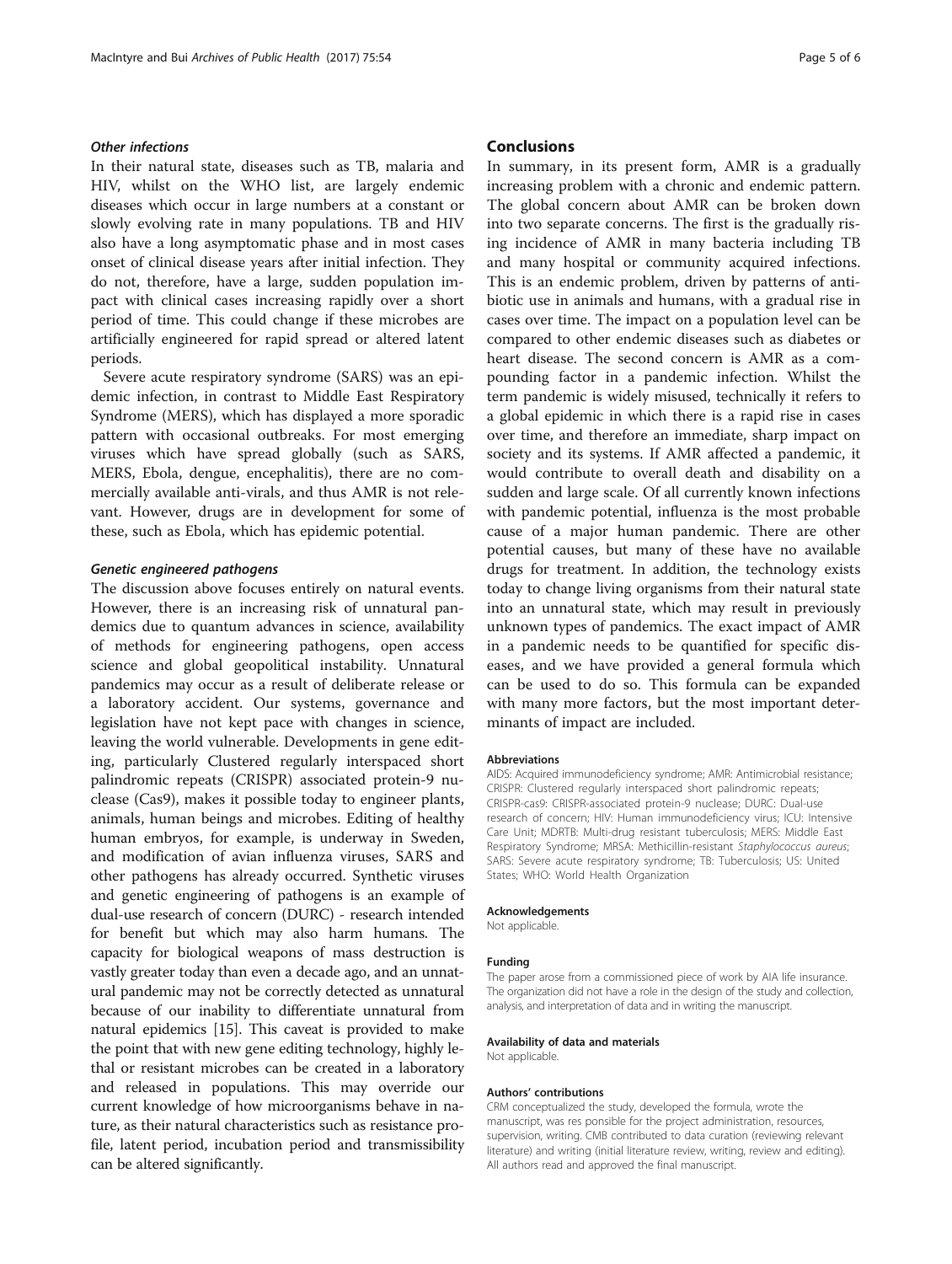### *Other infections*

In their natural state, diseases such as TB, malaria and HIV, whilst on the WHO list, are largely endemic diseases which occur in large numbers at a constant or slowly evolving rate in many populations. TB and HIV also have a long asymptomatic phase and in most cases onset of clinical disease years after initial infection. They do not, therefore, have a large, sudden population impact with clinical cases increasing rapidly over a short period of time. This could change if these microbes are artificially engineered for rapid spread or altered latent periods.

Severe acute respiratory syndrome (SARS) was an epidemic infection, in contrast to Middle East Respiratory Syndrome (MERS), which has displayed a more sporadic pattern with occasional outbreaks. For most emerging viruses which have spread globally (such as SARS, MERS, Ebola, dengue, encephalitis), there are no commercially available anti-virals, and thus AMR is not relevant. However, drugs are in development for some of these, such as Ebola, which has epidemic potential.

### *Genetic engineered pathogens*

The discussion above focuses entirely on natural events. However, there is an increasing risk of unnatural pandemics due to quantum advances in science, availability of methods for engineering pathogens, open access science and global geopolitical instability. Unnatural pandemics may occur as a result of deliberate release or a laboratory accident. Our systems, governance and legislation have not kept pace with changes in science, leaving the world vulnerable. Developments in gene editing, particularly Clustered regularly interspaced short palindromic repeats (CRISPR) associated protein-9 nuclease (Cas9), makes it possible today to engineer plants, animals, human beings and microbes. Editing of healthy human embryos, for example, is underway in Sweden, and modification of avian influenza viruses, SARS and other pathogens has already occurred. Synthetic viruses and genetic engineering of pathogens is an example of dual-use research of concern (DURC) - research intended for benefit but which may also harm humans. The capacity for biological weapons of mass destruction is vastly greater today than even a decade ago, and an unnatural pandemic may not be correctly detected as unnatural because of our inability to differentiate unnatural from natural epidemics [15]. This caveat is provided to make the point that with new gene editing technology, highly lethal or resistant microbes can be created in a laboratory and released in populations. This may override our current knowledge of how microorganisms behave in nature, as their natural characteristics such as resistance profile, latent period, incubation period and transmissibility can be altered significantly.

## Conclusions

In summary, in its present form, AMR is a gradually increasing problem with a chronic and endemic pattern. The global concern about AMR can be broken down into two separate concerns. The first is the gradually rising incidence of AMR in many bacteria including TB and many hospital or community acquired infections. This is an endemic problem, driven by patterns of antibiotic use in animals and humans, with a gradual rise in cases over time. The impact on a population level can be compared to other endemic diseases such as diabetes or heart disease. The second concern is AMR as a compounding factor in a pandemic infection. Whilst the term pandemic is widely misused, technically it refers to a global epidemic in which there is a rapid rise in cases over time, and therefore an immediate, sharp impact on society and its systems. If AMR affected a pandemic, it would contribute to overall death and disability on a sudden and large scale. Of all currently known infections with pandemic potential, influenza is the most probable cause of a major human pandemic. There are other potential causes, but many of these have no available drugs for treatment. In addition, the technology exists today to change living organisms from their natural state into an unnatural state, which may result in previously unknown types of pandemics. The exact impact of AMR in a pandemic needs to be quantified for specific diseases, and we have provided a general formula which can be used to do so. This formula can be expanded with many more factors, but the most important determinants of impact are included.

#### Abbreviations

AIDS: Acquired immunodeficiency syndrome; AMR: Antimicrobial resistance; CRISPR: Clustered regularly interspaced short palindromic repeats; CRISPR-cas9: CRISPR-associated protein-9 nuclease; DURC: Dual-use research of concern; HIV: Human immunodeficiency virus; ICU: Intensive Care Unit; MDRTB: Multi-drug resistant tuberculosis; MERS: Middle East Respiratory Syndrome; MRSA: Methicillin-resistant *Staphylococcus aureus*; SARS: Severe acute respiratory syndrome; TB: Tuberculosis; US: United States; WHO: World Health Organization

#### Acknowledgements

Not applicable.

#### Funding

The paper arose from a commissioned piece of work by AIA life insurance. The organization did not have a role in the design of the study and collection, analysis, and interpretation of data and in writing the manuscript.

#### Availability of data and materials

Not applicable.

#### Authors' contributions

CRM conceptualized the study, developed the formula, wrote the manuscript, was res ponsible for the project administration, resources, supervision, writing. CMB contributed to data curation (reviewing relevant literature) and writing (initial literature review, writing, review and editing). All authors read and approved the final manuscript.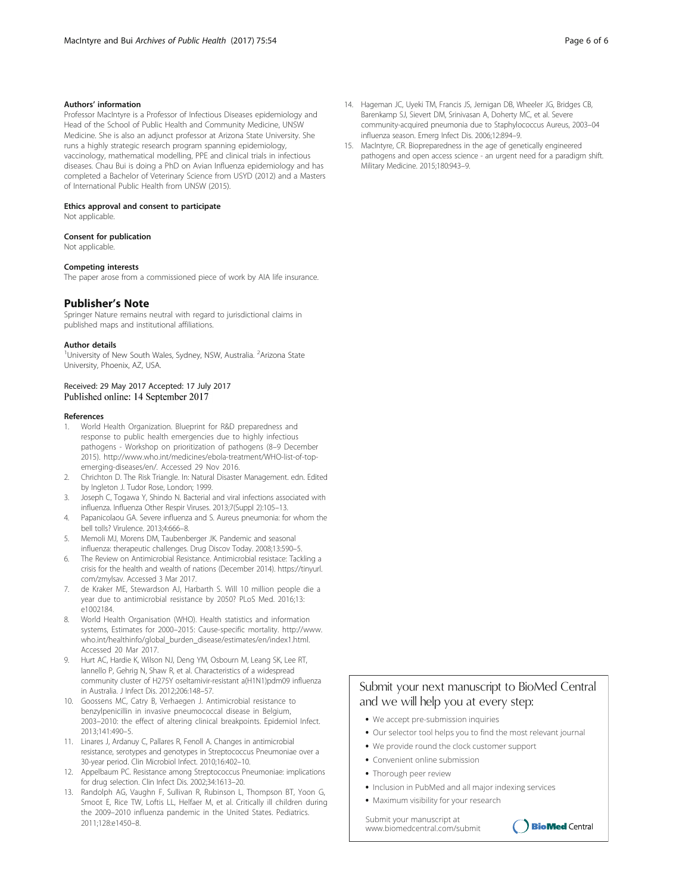#### Authors' information

Professor MacIntyre is a Professor of Infectious Diseases epidemiology and Head of the School of Public Health and Community Medicine, UNSW Medicine. She is also an adjunct professor at Arizona State University. She runs a highly strategic research program spanning epidemiology, vaccinology, mathematical modelling, PPE and clinical trials in infectious diseases. Chau Bui is doing a PhD on Avian Influenza epidemiology and has completed a Bachelor of Veterinary Science from USYD (2012) and a Masters of International Public Health from UNSW (2015).

#### Ethics approval and consent to participate

Not applicable.

#### Consent for publication

Not applicable.

#### Competing interests

The paper arose from a commissioned piece of work by AIA life insurance.

### Publisher's Note

Springer Nature remains neutral with regard to jurisdictional claims in published maps and institutional affiliations.

#### Author details

[1]University of New South Wales, Sydney, NSW, Australia. [2]Arizona State University, Phoenix, AZ, USA.

Received: 29 May 2017 Accepted: 17 July 2017
Published online: 14 September 2017

#### References

1. World Health Organization. Blueprint for R&D preparedness and response to public health emergencies due to highly infectious pathogens - Workshop on prioritization of pathogens (8–9 December 2015). http://www.who.int/medicines/ebola-treatment/WHO-list-of-top-emerging-diseases/en/. Accessed 29 Nov 2016.
2. Chrichton D. The Risk Triangle. In: Natural Disaster Management. edn. Edited by Ingleton J. Tudor Rose, London; 1999.
3. Joseph C, Togawa Y, Shindo N. Bacterial and viral infections associated with influenza. Influenza Other Respir Viruses. 2013;7(Suppl 2):105–13.
4. Papanicolaou GA. Severe influenza and S. Aureus pneumonia: for whom the bell tolls? Virulence. 2013;4:666–8.
5. Memoli MJ, Morens DM, Taubenberger JK. Pandemic and seasonal influenza: therapeutic challenges. Drug Discov Today. 2008;13:590–5.
6. The Review on Antimicrobial Resistance. Antimicrobial resistace: Tackling a crisis for the health and wealth of nations (December 2014). https://tinyurl.com/zmylsav. Accessed 3 Mar 2017.
7. de Kraker ME, Stewardson AJ, Harbarth S. Will 10 million people die a year due to antimicrobial resistance by 2050? PLoS Med. 2016;13:e1002184.
8. World Health Organisation (WHO). Health statistics and information systems, Estimates for 2000–2015: Cause-specific mortality. http://www.who.int/healthinfo/global_burden_disease/estimates/en/index1.html. Accessed 20 Mar 2017.
9. Hurt AC, Hardie K, Wilson NJ, Deng YM, Osbourn M, Leang SK, Lee RT, Iannello P, Gehrig N, Shaw R, et al. Characteristics of a widespread community cluster of H275Y oseltamivir-resistant a(H1N1)pdm09 influenza in Australia. J Infect Dis. 2012;206:148–57.
10. Goossens MC, Catry B, Verhaegen J. Antimicrobial resistance to benzylpenicillin in invasive pneumococcal disease in Belgium, 2003–2010: the effect of altering clinical breakpoints. Epidemiol Infect. 2013;141:490–5.
11. Linares J, Ardanuy C, Pallares R, Fenoll A. Changes in antimicrobial resistance, serotypes and genotypes in Streptococcus Pneumoniae over a 30-year period. Clin Microbiol Infect. 2010;16:402–10.
12. Appelbaum PC. Resistance among Streptococcus Pneumoniae: implications for drug selection. Clin Infect Dis. 2002;34:1613–20.
13. Randolph AG, Vaughn F, Sullivan R, Rubinson L, Thompson BT, Yoon G, Smoot E, Rice TW, Loftis LL, Helfaer M, et al. Critically ill children during the 2009–2010 influenza pandemic in the United States. Pediatrics. 2011;128:e1450–8.
14. Hageman JC, Uyeki TM, Francis JS, Jernigan DB, Wheeler JG, Bridges CB, Barenkamp SJ, Sievert DM, Srinivasan A, Doherty MC, et al. Severe community-acquired pneumonia due to Staphylococcus Aureus, 2003–04 influenza season. Emerg Infect Dis. 2006;12:894–9.
15. MacIntyre, CR. Biopreparedness in the age of genetically engineered pathogens and open access science - an urgent need for a paradigm shift. Military Medicine. 2015;180:943–9.

Submit your next manuscript to BioMed Central and we will help you at every step:

- We accept pre-submission inquiries
- Our selector tool helps you to find the most relevant journal
- We provide round the clock customer support
- Convenient online submission
- Thorough peer review
- Inclusion in PubMed and all major indexing services
- Maximum visibility for your research

Submit your manuscript at www.biomedcentral.com/submit

BioMed Central